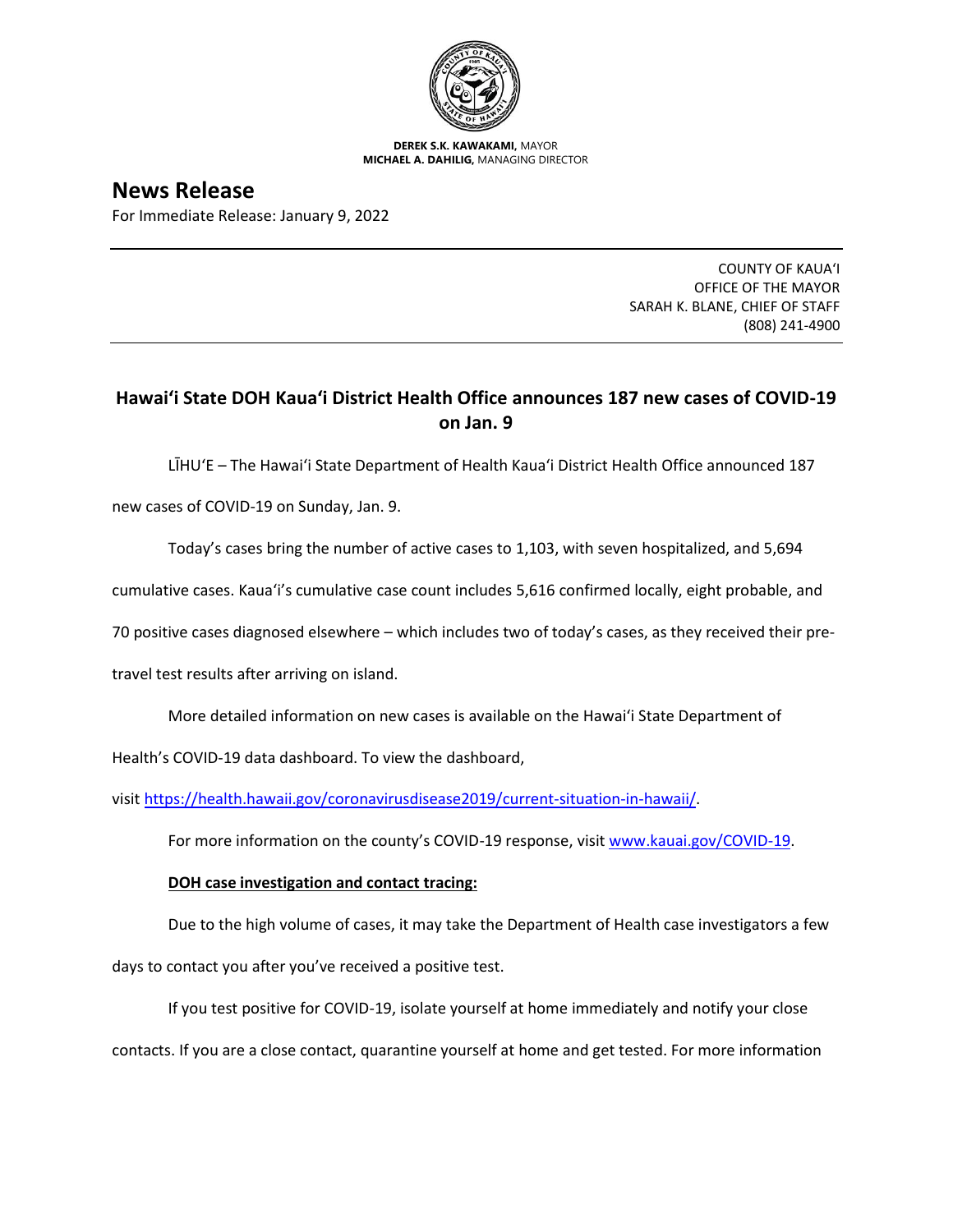**DEREK S.K. KAWAKAMI,** MAYOR
**MICHAEL A. DAHILIG,** MANAGING DIRECTOR

# News Release

For Immediate Release: January 9, 2022

COUNTY OF KAUAʻI
OFFICE OF THE MAYOR
SARAH K. BLANE, CHIEF OF STAFF
(808) 241-4900

## Hawaiʻi State DOH Kauaʻi District Health Office announces 187 new cases of COVID-19 on Jan. 9

LĪHUʻE – The Hawaiʻi State Department of Health Kauaʻi District Health Office announced 187 new cases of COVID-19 on Sunday, Jan. 9.

Today's cases bring the number of active cases to 1,103, with seven hospitalized, and 5,694 cumulative cases. Kauaʻi's cumulative case count includes 5,616 confirmed locally, eight probable, and 70 positive cases diagnosed elsewhere – which includes two of today's cases, as they received their pre-travel test results after arriving on island.

More detailed information on new cases is available on the Hawaiʻi State Department of Health's COVID-19 data dashboard. To view the dashboard, visit https://health.hawaii.gov/coronavirusdisease2019/current-situation-in-hawaii/.

For more information on the county's COVID-19 response, visit www.kauai.gov/COVID-19.

**DOH case investigation and contact tracing:**

Due to the high volume of cases, it may take the Department of Health case investigators a few days to contact you after you've received a positive test.

If you test positive for COVID-19, isolate yourself at home immediately and notify your close contacts. If you are a close contact, quarantine yourself at home and get tested. For more information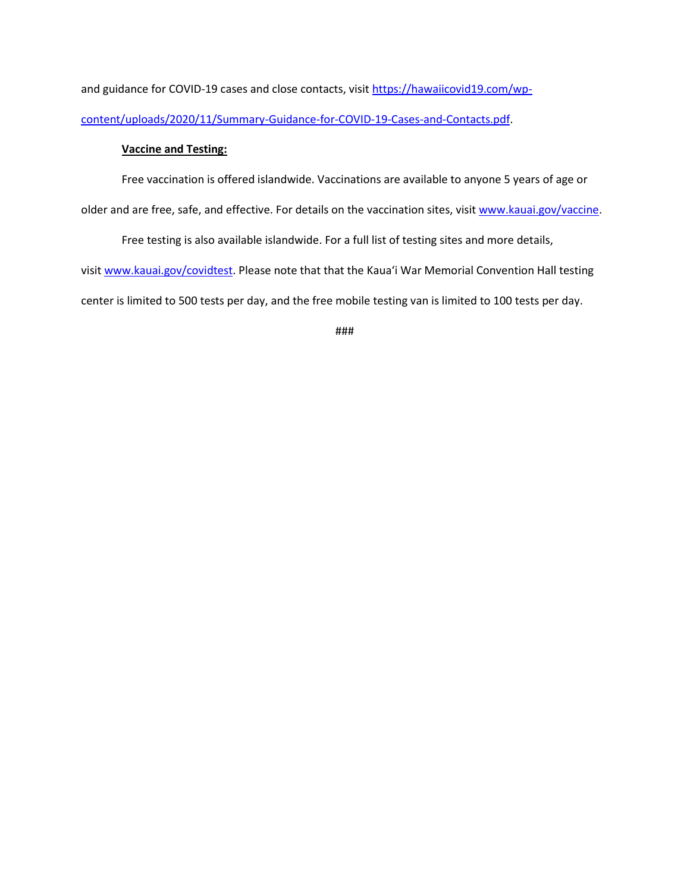and guidance for COVID-19 cases and close contacts, visit [https://hawaiicovid19.com/wp-content/uploads/2020/11/Summary-Guidance-for-COVID-19-Cases-and-Contacts.pdf](https://hawaiicovid19.com/wp-content/uploads/2020/11/Summary-Guidance-for-COVID-19-Cases-and-Contacts.pdf).

**Vaccine and Testing:**

Free vaccination is offered islandwide. Vaccinations are available to anyone 5 years of age or older and are free, safe, and effective. For details on the vaccination sites, visit [www.kauai.gov/vaccine](www.kauai.gov/vaccine).

Free testing is also available islandwide. For a full list of testing sites and more details, visit [www.kauai.gov/covidtest](www.kauai.gov/covidtest). Please note that that the Kaua'i War Memorial Convention Hall testing center is limited to 500 tests per day, and the free mobile testing van is limited to 100 tests per day.

###